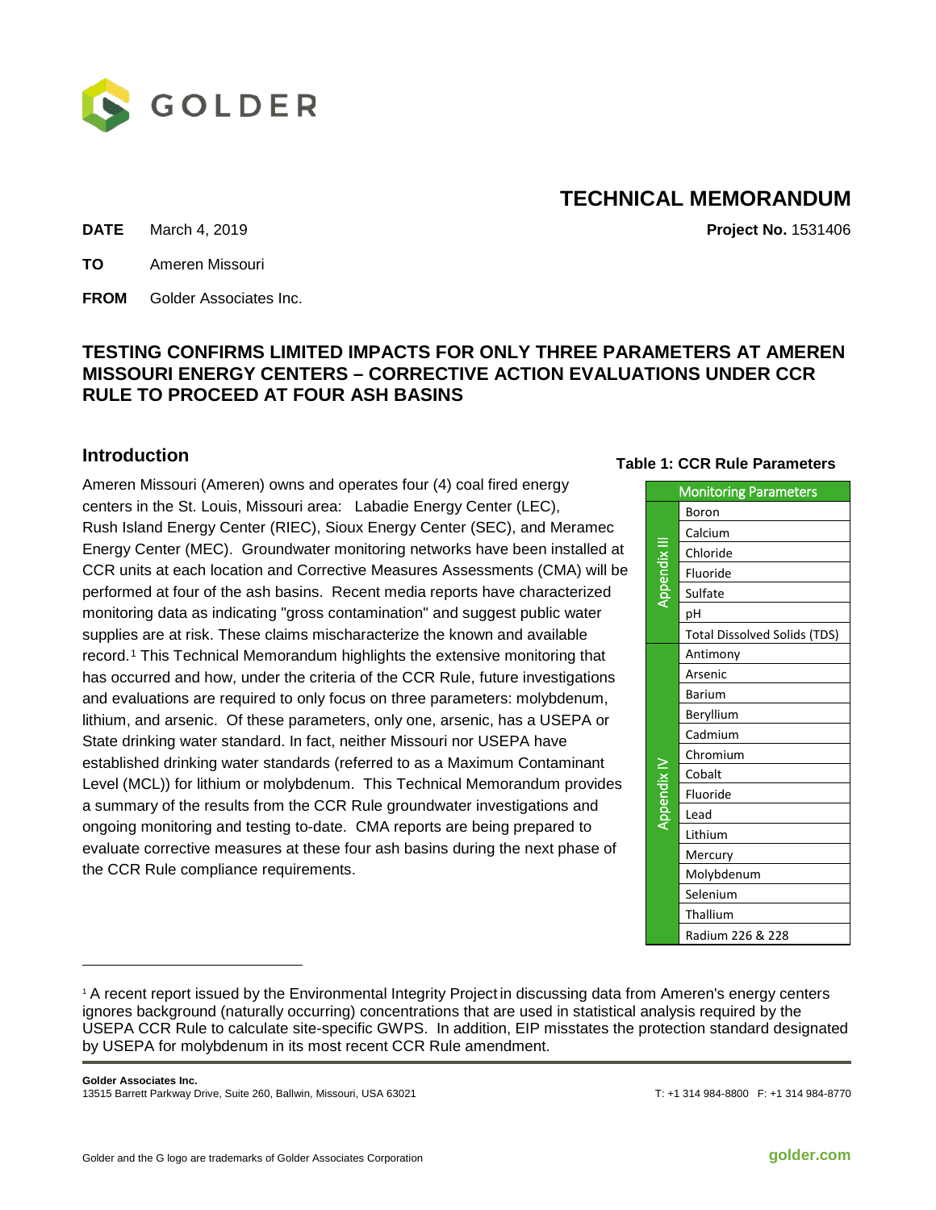# TECHNICAL MEMORANDUM

**DATE** March 4, 2019 **Project No.** 1531406

**TO** Ameren Missouri

**FROM** Golder Associates Inc.

## TESTING CONFIRMS LIMITED IMPACTS FOR ONLY THREE PARAMETERS AT AMEREN MISSOURI ENERGY CENTERS – CORRECTIVE ACTION EVALUATIONS UNDER CCR RULE TO PROCEED AT FOUR ASH BASINS

### Introduction

Ameren Missouri (Ameren) owns and operates four (4) coal fired energy centers in the St. Louis, Missouri area: Labadie Energy Center (LEC), Rush Island Energy Center (RIEC), Sioux Energy Center (SEC), and Meramec Energy Center (MEC). Groundwater monitoring networks have been installed at CCR units at each location and Corrective Measures Assessments (CMA) will be performed at four of the ash basins. Recent media reports have characterized monitoring data as indicating "gross contamination" and suggest public water supplies are at risk. These claims mischaracterize the known and available record.[1] This Technical Memorandum highlights the extensive monitoring that has occurred and how, under the criteria of the CCR Rule, future investigations and evaluations are required to only focus on three parameters: molybdenum, lithium, and arsenic. Of these parameters, only one, arsenic, has a USEPA or State drinking water standard. In fact, neither Missouri nor USEPA have established drinking water standards (referred to as a Maximum Contaminant Level (MCL)) for lithium or molybdenum. This Technical Memorandum provides a summary of the results from the CCR Rule groundwater investigations and ongoing monitoring and testing to-date. CMA reports are being prepared to evaluate corrective measures at these four ash basins during the next phase of the CCR Rule compliance requirements.

**Table 1: CCR Rule Parameters**

| Monitoring Parameters | |
|---|---|
| Appendix III | Boron |
| | Calcium |
| | Chloride |
| | Fluoride |
| | Sulfate |
| | pH |
| | Total Dissolved Solids (TDS) |
| Appendix IV | Antimony |
| | Arsenic |
| | Barium |
| | Beryllium |
| | Cadmium |
| | Chromium |
| | Cobalt |
| | Fluoride |
| | Lead |
| | Lithium |
| | Mercury |
| | Molybdenum |
| | Selenium |
| | Thallium |
| | Radium 226 & 228 |

[1] A recent report issued by the Environmental Integrity Project in discussing data from Ameren's energy centers ignores background (naturally occurring) concentrations that are used in statistical analysis required by the USEPA CCR Rule to calculate site-specific GWPS. In addition, EIP misstates the protection standard designated by USEPA for molybdenum in its most recent CCR Rule amendment.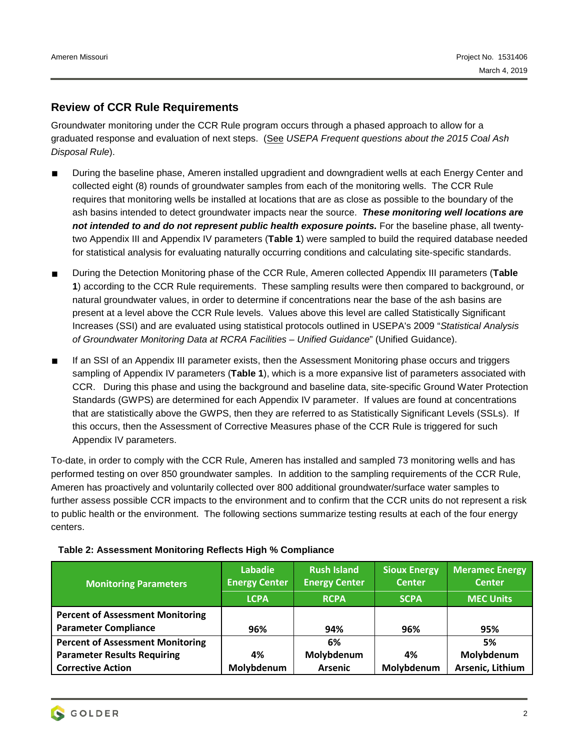## Review of CCR Rule Requirements

Groundwater monitoring under the CCR Rule program occurs through a phased approach to allow for a graduated response and evaluation of next steps. (See *USEPA Frequent questions about the 2015 Coal Ash Disposal Rule*).

- During the baseline phase, Ameren installed upgradient and downgradient wells at each Energy Center and collected eight (8) rounds of groundwater samples from each of the monitoring wells. The CCR Rule requires that monitoring wells be installed at locations that are as close as possible to the boundary of the ash basins intended to detect groundwater impacts near the source. ***These monitoring well locations are not intended to and do not represent public health exposure points.*** For the baseline phase, all twenty-two Appendix III and Appendix IV parameters (**Table 1**) were sampled to build the required database needed for statistical analysis for evaluating naturally occurring conditions and calculating site-specific standards.
- During the Detection Monitoring phase of the CCR Rule, Ameren collected Appendix III parameters (**Table 1**) according to the CCR Rule requirements. These sampling results were then compared to background, or natural groundwater values, in order to determine if concentrations near the base of the ash basins are present at a level above the CCR Rule levels. Values above this level are called Statistically Significant Increases (SSI) and are evaluated using statistical protocols outlined in USEPA's 2009 "*Statistical Analysis of Groundwater Monitoring Data at RCRA Facilities – Unified Guidance*" (Unified Guidance).
- If an SSI of an Appendix III parameter exists, then the Assessment Monitoring phase occurs and triggers sampling of Appendix IV parameters (**Table 1**), which is a more expansive list of parameters associated with CCR. During this phase and using the background and baseline data, site-specific Ground Water Protection Standards (GWPS) are determined for each Appendix IV parameter. If values are found at concentrations that are statistically above the GWPS, then they are referred to as Statistically Significant Levels (SSLs). If this occurs, then the Assessment of Corrective Measures phase of the CCR Rule is triggered for such Appendix IV parameters.

To-date, in order to comply with the CCR Rule, Ameren has installed and sampled 73 monitoring wells and has performed testing on over 850 groundwater samples. In addition to the sampling requirements of the CCR Rule, Ameren has proactively and voluntarily collected over 800 additional groundwater/surface water samples to further assess possible CCR impacts to the environment and to confirm that the CCR units do not represent a risk to public health or the environment. The following sections summarize testing results at each of the four energy centers.

**Table 2: Assessment Monitoring Reflects High % Compliance**

| Monitoring Parameters | Labadie Energy Center | Rush Island Energy Center | Sioux Energy Center | Meramec Energy Center |
|---|---|---|---|---|
| | LCPA | RCPA | SCPA | MEC Units |
| **Percent of Assessment Monitoring Parameter Compliance** | **96%** | **94%** | **96%** | **95%** |
| **Percent of Assessment Monitoring Parameter Results Requiring Corrective Action** | **4% Molybdenum** | **6% Molybdenum Arsenic** | **4% Molybdenum** | **5% Molybdenum Arsenic, Lithium** |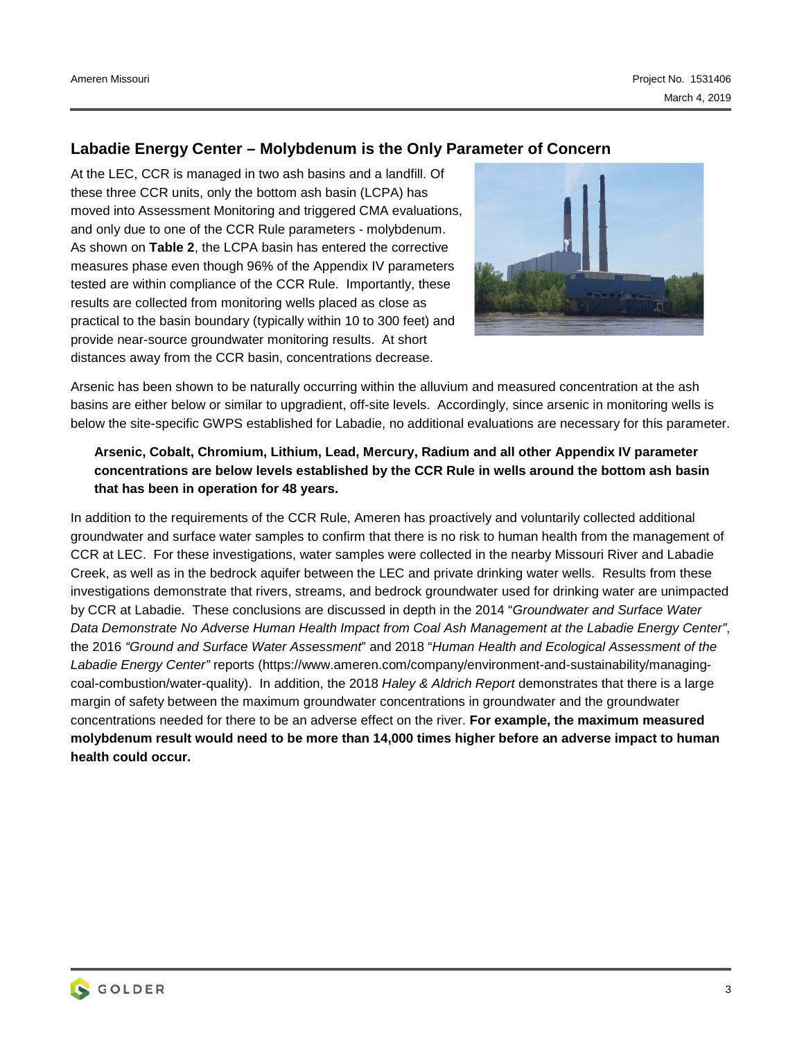## Labadie Energy Center – Molybdenum is the Only Parameter of Concern

At the LEC, CCR is managed in two ash basins and a landfill. Of these three CCR units, only the bottom ash basin (LCPA) has moved into Assessment Monitoring and triggered CMA evaluations, and only due to one of the CCR Rule parameters - molybdenum. As shown on **Table 2**, the LCPA basin has entered the corrective measures phase even though 96% of the Appendix IV parameters tested are within compliance of the CCR Rule. Importantly, these results are collected from monitoring wells placed as close as practical to the basin boundary (typically within 10 to 300 feet) and provide near-source groundwater monitoring results. At short distances away from the CCR basin, concentrations decrease.

Arsenic has been shown to be naturally occurring within the alluvium and measured concentration at the ash basins are either below or similar to upgradient, off-site levels. Accordingly, since arsenic in monitoring wells is below the site-specific GWPS established for Labadie, no additional evaluations are necessary for this parameter.

> **Arsenic, Cobalt, Chromium, Lithium, Lead, Mercury, Radium and all other Appendix IV parameter concentrations are below levels established by the CCR Rule in wells around the bottom ash basin that has been in operation for 48 years.**

In addition to the requirements of the CCR Rule, Ameren has proactively and voluntarily collected additional groundwater and surface water samples to confirm that there is no risk to human health from the management of CCR at LEC. For these investigations, water samples were collected in the nearby Missouri River and Labadie Creek, as well as in the bedrock aquifer between the LEC and private drinking water wells. Results from these investigations demonstrate that rivers, streams, and bedrock groundwater used for drinking water are unimpacted by CCR at Labadie. These conclusions are discussed in depth in the 2014 "*Groundwater and Surface Water Data Demonstrate No Adverse Human Health Impact from Coal Ash Management at the Labadie Energy Center"*, the 2016 *"Ground and Surface Water Assessment*" and 2018 "*Human Health and Ecological Assessment of the Labadie Energy Center"* reports (https://www.ameren.com/company/environment-and-sustainability/managing-coal-combustion/water-quality). In addition, the 2018 *Haley & Aldrich Report* demonstrates that there is a large margin of safety between the maximum groundwater concentrations in groundwater and the groundwater concentrations needed for there to be an adverse effect on the river. **For example, the maximum measured molybdenum result would need to be more than 14,000 times higher before an adverse impact to human health could occur.**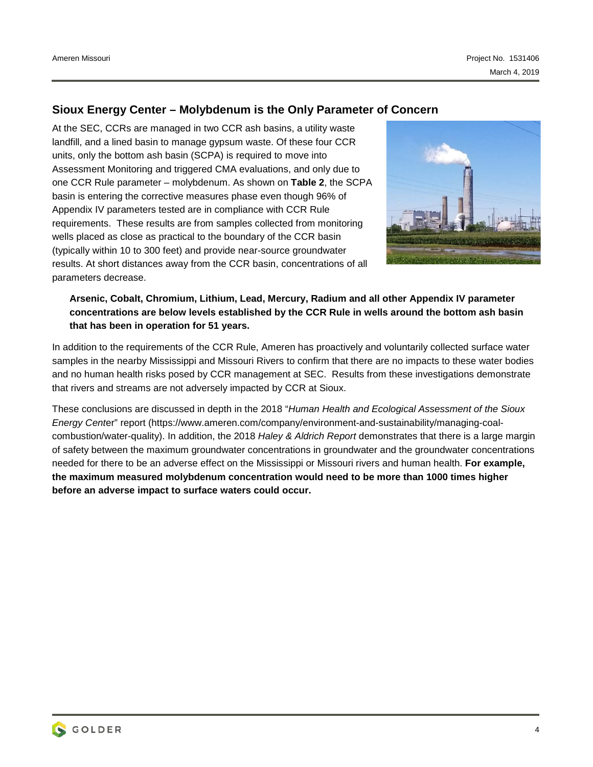## Sioux Energy Center – Molybdenum is the Only Parameter of Concern

At the SEC, CCRs are managed in two CCR ash basins, a utility waste landfill, and a lined basin to manage gypsum waste. Of these four CCR units, only the bottom ash basin (SCPA) is required to move into Assessment Monitoring and triggered CMA evaluations, and only due to one CCR Rule parameter – molybdenum. As shown on **Table 2**, the SCPA basin is entering the corrective measures phase even though 96% of Appendix IV parameters tested are in compliance with CCR Rule requirements. These results are from samples collected from monitoring wells placed as close as practical to the boundary of the CCR basin (typically within 10 to 300 feet) and provide near-source groundwater results. At short distances away from the CCR basin, concentrations of all parameters decrease.

> **Arsenic, Cobalt, Chromium, Lithium, Lead, Mercury, Radium and all other Appendix IV parameter concentrations are below levels established by the CCR Rule in wells around the bottom ash basin that has been in operation for 51 years.**

In addition to the requirements of the CCR Rule, Ameren has proactively and voluntarily collected surface water samples in the nearby Mississippi and Missouri Rivers to confirm that there are no impacts to these water bodies and no human health risks posed by CCR management at SEC. Results from these investigations demonstrate that rivers and streams are not adversely impacted by CCR at Sioux.

These conclusions are discussed in depth in the 2018 "*Human Health and Ecological Assessment of the Sioux Energy Center*" report (https://www.ameren.com/company/environment-and-sustainability/managing-coal-combustion/water-quality). In addition, the 2018 *Haley & Aldrich Report* demonstrates that there is a large margin of safety between the maximum groundwater concentrations in groundwater and the groundwater concentrations needed for there to be an adverse effect on the Mississippi or Missouri rivers and human health. **For example, the maximum measured molybdenum concentration would need to be more than 1000 times higher before an adverse impact to surface waters could occur.**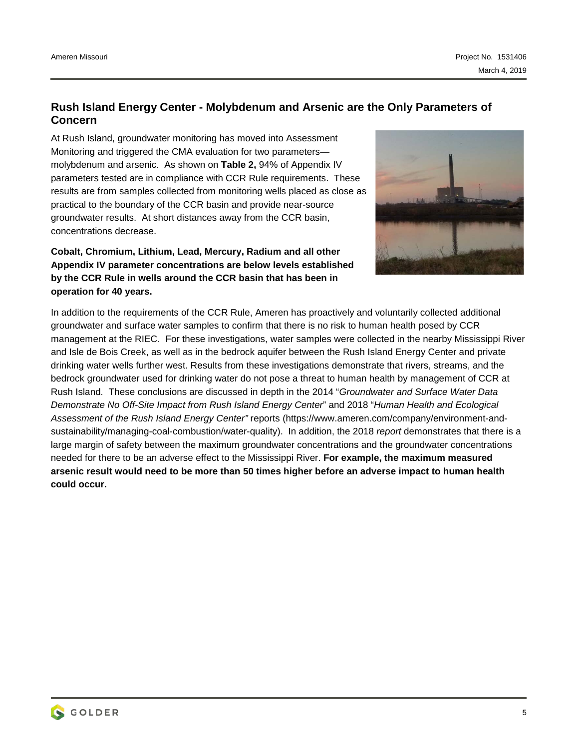## Rush Island Energy Center - Molybdenum and Arsenic are the Only Parameters of Concern

At Rush Island, groundwater monitoring has moved into Assessment Monitoring and triggered the CMA evaluation for two parameters—molybdenum and arsenic. As shown on **Table 2,** 94% of Appendix IV parameters tested are in compliance with CCR Rule requirements. These results are from samples collected from monitoring wells placed as close as practical to the boundary of the CCR basin and provide near-source groundwater results. At short distances away from the CCR basin, concentrations decrease.

**Cobalt, Chromium, Lithium, Lead, Mercury, Radium and all other Appendix IV parameter concentrations are below levels established by the CCR Rule in wells around the CCR basin that has been in operation for 40 years.**

In addition to the requirements of the CCR Rule, Ameren has proactively and voluntarily collected additional groundwater and surface water samples to confirm that there is no risk to human health posed by CCR management at the RIEC. For these investigations, water samples were collected in the nearby Mississippi River and Isle de Bois Creek, as well as in the bedrock aquifer between the Rush Island Energy Center and private drinking water wells further west. Results from these investigations demonstrate that rivers, streams, and the bedrock groundwater used for drinking water do not pose a threat to human health by management of CCR at Rush Island. These conclusions are discussed in depth in the 2014 "*Groundwater and Surface Water Data Demonstrate No Off-Site Impact from Rush Island Energy Center*" and 2018 "*Human Health and Ecological Assessment of the Rush Island Energy Center"* reports (https://www.ameren.com/company/environment-and-sustainability/managing-coal-combustion/water-quality). In addition, the 2018 *report* demonstrates that there is a large margin of safety between the maximum groundwater concentrations and the groundwater concentrations needed for there to be an adverse effect to the Mississippi River. **For example, the maximum measured arsenic result would need to be more than 50 times higher before an adverse impact to human health could occur.**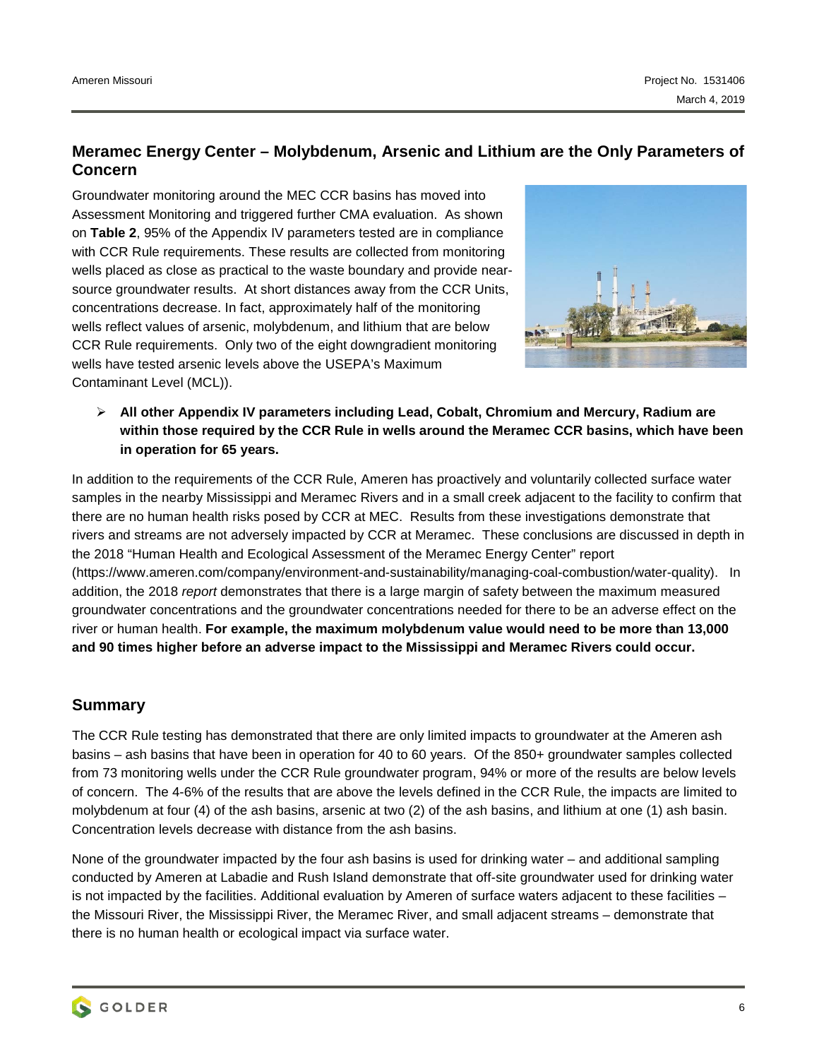## Meramec Energy Center – Molybdenum, Arsenic and Lithium are the Only Parameters of Concern

Groundwater monitoring around the MEC CCR basins has moved into Assessment Monitoring and triggered further CMA evaluation. As shown on **Table 2**, 95% of the Appendix IV parameters tested are in compliance with CCR Rule requirements. These results are collected from monitoring wells placed as close as practical to the waste boundary and provide near-source groundwater results. At short distances away from the CCR Units, concentrations decrease. In fact, approximately half of the monitoring wells reflect values of arsenic, molybdenum, and lithium that are below CCR Rule requirements. Only two of the eight downgradient monitoring wells have tested arsenic levels above the USEPA's Maximum Contaminant Level (MCL)).

- **All other Appendix IV parameters including Lead, Cobalt, Chromium and Mercury, Radium are within those required by the CCR Rule in wells around the Meramec CCR basins, which have been in operation for 65 years.**

In addition to the requirements of the CCR Rule, Ameren has proactively and voluntarily collected surface water samples in the nearby Mississippi and Meramec Rivers and in a small creek adjacent to the facility to confirm that there are no human health risks posed by CCR at MEC. Results from these investigations demonstrate that rivers and streams are not adversely impacted by CCR at Meramec. These conclusions are discussed in depth in the 2018 "Human Health and Ecological Assessment of the Meramec Energy Center" report (https://www.ameren.com/company/environment-and-sustainability/managing-coal-combustion/water-quality). In addition, the 2018 *report* demonstrates that there is a large margin of safety between the maximum measured groundwater concentrations and the groundwater concentrations needed for there to be an adverse effect on the river or human health. **For example, the maximum molybdenum value would need to be more than 13,000 and 90 times higher before an adverse impact to the Mississippi and Meramec Rivers could occur.**

## Summary

The CCR Rule testing has demonstrated that there are only limited impacts to groundwater at the Ameren ash basins – ash basins that have been in operation for 40 to 60 years. Of the 850+ groundwater samples collected from 73 monitoring wells under the CCR Rule groundwater program, 94% or more of the results are below levels of concern. The 4-6% of the results that are above the levels defined in the CCR Rule, the impacts are limited to molybdenum at four (4) of the ash basins, arsenic at two (2) of the ash basins, and lithium at one (1) ash basin. Concentration levels decrease with distance from the ash basins.

None of the groundwater impacted by the four ash basins is used for drinking water – and additional sampling conducted by Ameren at Labadie and Rush Island demonstrate that off-site groundwater used for drinking water is not impacted by the facilities. Additional evaluation by Ameren of surface waters adjacent to these facilities – the Missouri River, the Mississippi River, the Meramec River, and small adjacent streams – demonstrate that there is no human health or ecological impact via surface water.